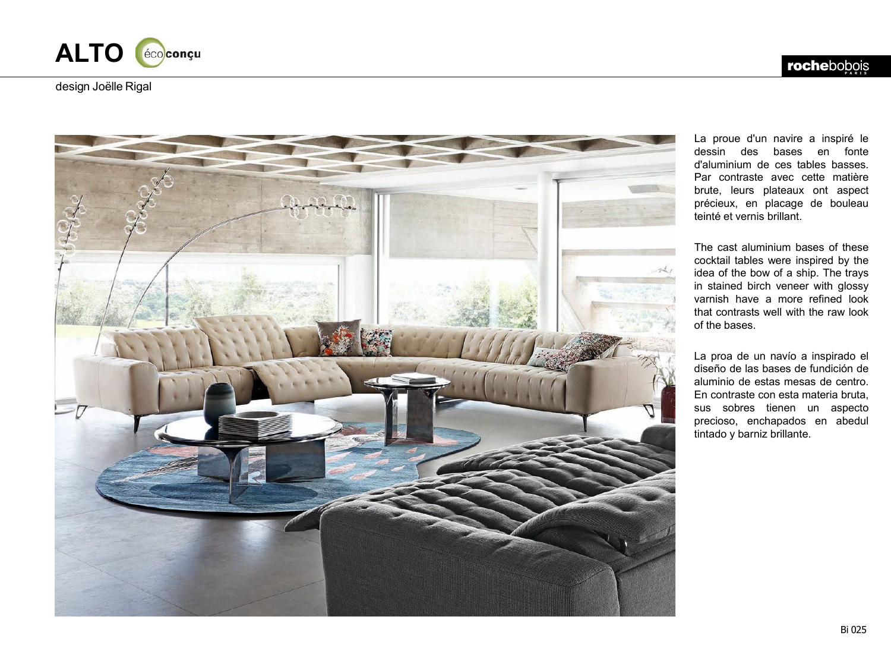# ALTO

écoconçu

design Joëlle Rigal

La proue d'un navire a inspiré le dessin des bases en fonte d'aluminium de ces tables basses. Par contraste avec cette matière brute, leurs plateaux ont aspect précieux, en placage de bouleau teinté et vernis brillant.

The cast aluminium bases of these cocktail tables were inspired by the idea of the bow of a ship. The trays in stained birch veneer with glossy varnish have a more refined look that contrasts well with the raw look of the bases.

La proa de un navío a inspirado el diseño de las bases de fundición de aluminio de estas mesas de centro. En contraste con esta materia bruta, sus sobres tienen un aspecto precioso, enchapados en abedul tintado y barniz brillante.

Bi 025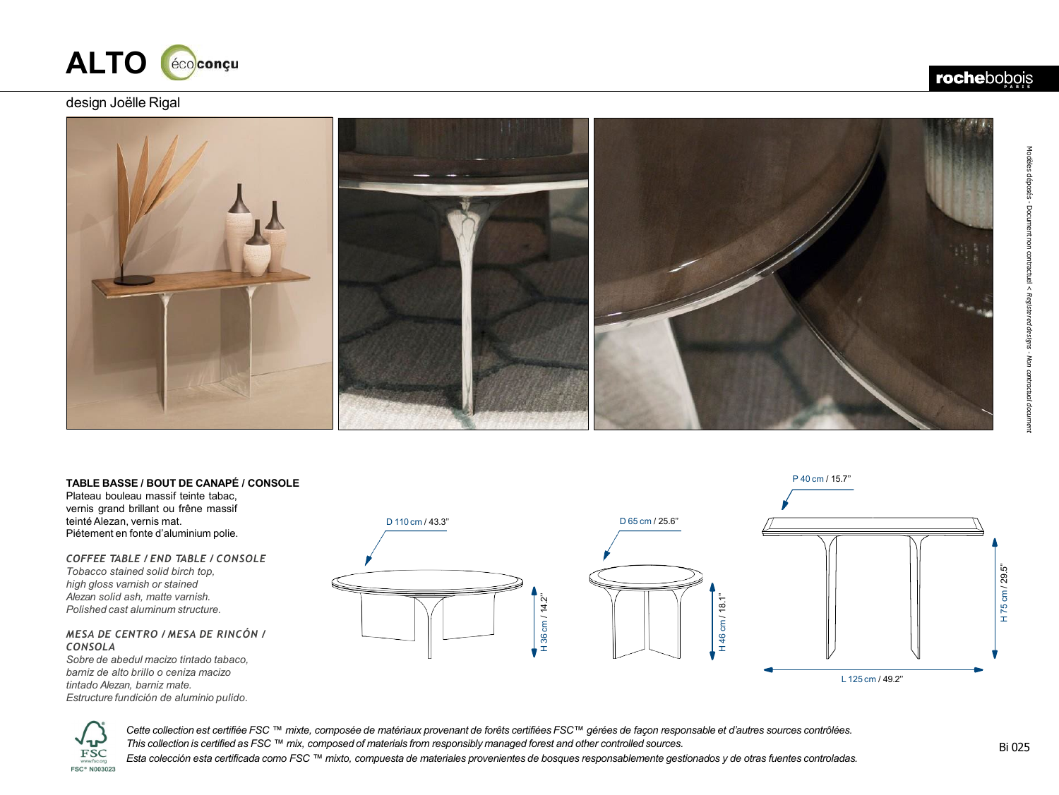# ALTO

écoconçu

design Joëlle Rigal

**TABLE BASSE / BOUT DE CANAPÉ / CONSOLE**
Plateau bouleau massif teinte tabac, vernis grand brillant ou frêne massif teinté Alezan, vernis mat.
Piétement en fonte d'aluminium polie.

***COFFEE TABLE / END TABLE / CONSOLE***
*Tobacco stained solid birch top, high gloss varnish or stained Alezan solid ash, matte varnish. Polished cast aluminum structure.*

***MESA DE CENTRO / MESA DE RINCÓN / CONSOLA***
*Sobre de abedul macizo tintado tabaco, barniz de alto brillo o ceniza macizo tintado Alezan, barniz mate. Estructure fundición de aluminio pulido.*

D 110 cm / 43.3"
H 36 cm / 14.2"

D 65 cm / 25.6"
H 46 cm / 18.1"

P 40 cm / 15.7"
H 75 cm / 29.5"
L 125 cm / 49.2"

Modèles déposés - Document non contractuel < *Registered designs - Non contractual document*

FSC
www.fsc.org
FSC® N003023

*Cette collection est certifiée FSC ™ mixte, composée de matériaux provenant de forêts certifiées FSC™ gérées de façon responsable et d'autres sources contrôlées.*
*This collection is certified as FSC ™ mix, composed of materials from responsibly managed forest and other controlled sources.*
*Esta colección esta certificada como FSC ™ mixto, compuesta de materiales provenientes de bosques responsablemente gestionados y de otras fuentes controladas.*

Bi 025